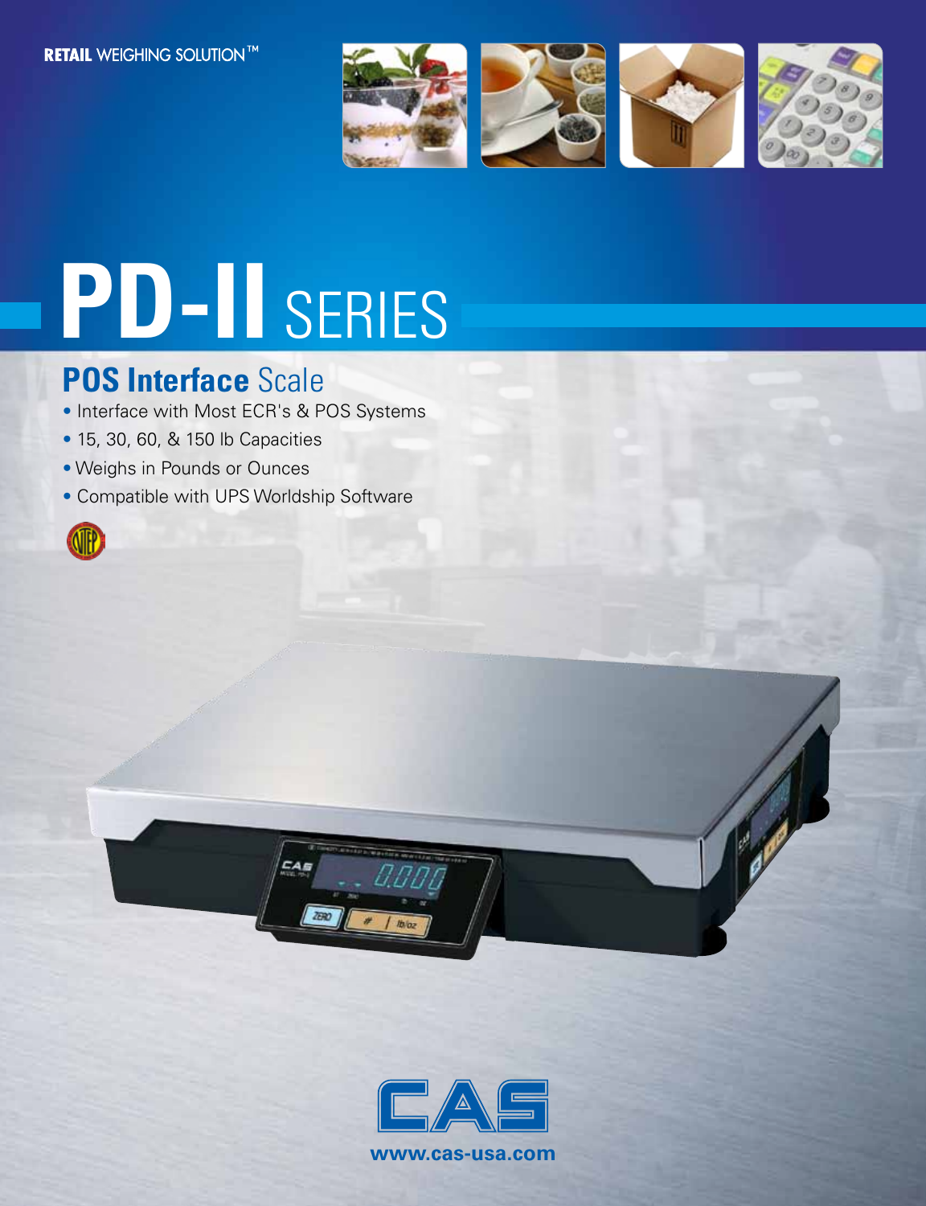RETAIL WEIGHING SOLUTION™

# PD-II SERIES

## POS Interface Scale

- Interface with Most ECR's & POS Systems
- 15, 30, 60, & 150 lb Capacities
- Weighs in Pounds or Ounces
- Compatible with UPS Worldship Software

CAS

www.cas-usa.com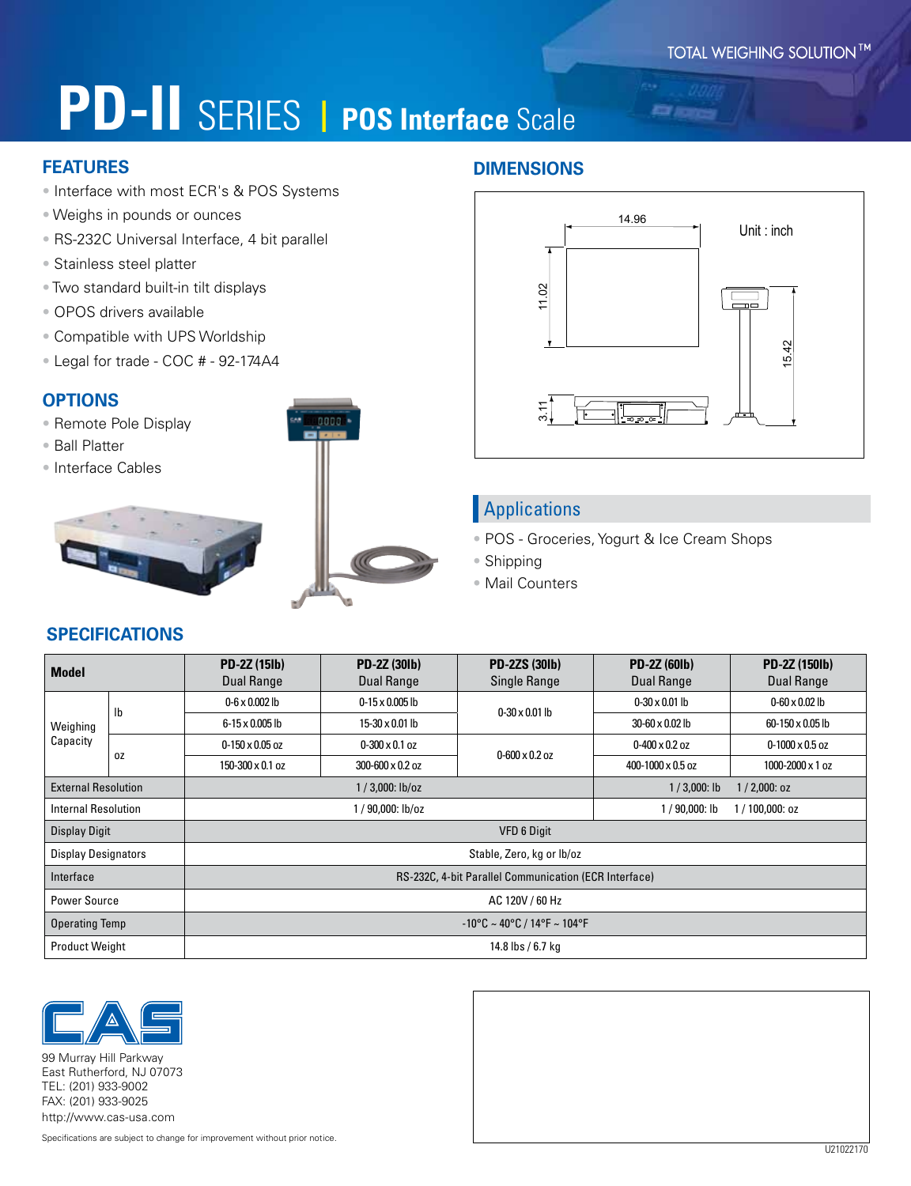TOTAL WEIGHING SOLUTION™

# PD-II SERIES | POS Interface Scale

## FEATURES

- Interface with most ECR's & POS Systems
- Weighs in pounds or ounces
- RS-232C Universal Interface, 4 bit parallel
- Stainless steel platter
- Two standard built-in tilt displays
- OPOS drivers available
- Compatible with UPS Worldship
- Legal for trade - COC # - 92-174A4

## OPTIONS

- Remote Pole Display
- Ball Platter
- Interface Cables

## DIMENSIONS

Unit : inch

14.96

11.02

3.11

15.42

## Applications

- POS - Groceries, Yogurt & Ice Cream Shops
- Shipping
- Mail Counters

## SPECIFICATIONS

| Model | | PD-2Z (15lb) Dual Range | PD-2Z (30lb) Dual Range | PD-2ZS (30lb) Single Range | PD-2Z (60lb) Dual Range | PD-2Z (150lb) Dual Range |
|---|---|---|---|---|---|---|
| Weighing Capacity | lb | 0-6 x 0.002 lb | 0-15 x 0.005 lb | 0-30 x 0.01 lb | 0-30 x 0.01 lb | 0-60 x 0.02 lb |
| | | 6-15 x 0.005 lb | 15-30 x 0.01 lb | | 30-60 x 0.02 lb | 60-150 x 0.05 lb |
| | oz | 0-150 x 0.05 oz | 0-300 x 0.1 oz | 0-600 x 0.2 oz | 0-400 x 0.2 oz | 0-1000 x 0.5 oz |
| | | 150-300 x 0.1 oz | 300-600 x 0.2 oz | | 400-1000 x 0.5 oz | 1000-2000 x 1 oz |
| External Resolution | | 1 / 3,000: lb/oz | | | 1 / 3,000: lb 1 / 2,000: oz | |
| Internal Resolution | | 1 / 90,000: lb/oz | | | 1 / 90,000: lb 1 / 100,000: oz | |
| Display Digit | | VFD 6 Digit | | | | |
| Display Designators | | Stable, Zero, kg or lb/oz | | | | |
| Interface | | RS-232C, 4-bit Parallel Communication (ECR Interface) | | | | |
| Power Source | | AC 120V / 60 Hz | | | | |
| Operating Temp | | -10°C ~ 40°C / 14°F ~ 104°F | | | | |
| Product Weight | | 14.8 lbs / 6.7 kg | | | | |

CAS

99 Murray Hill Parkway
East Rutherford, NJ 07073
TEL: (201) 933-9002
FAX: (201) 933-9025
http://www.cas-usa.com

Specifications are subject to change for improvement without prior notice.

U21022170